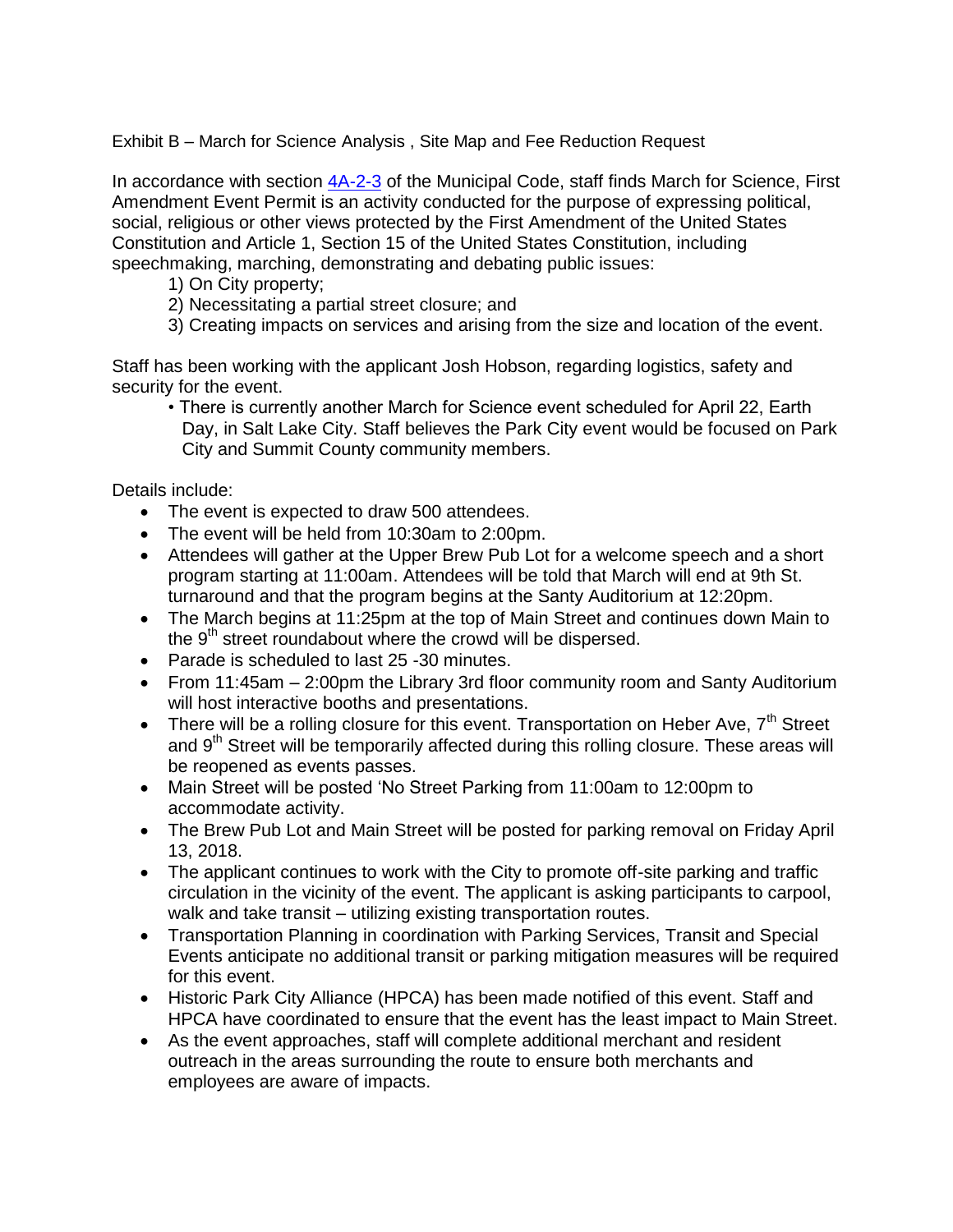Exhibit B – March for Science Analysis , Site Map and Fee Reduction Request

In accordance with section [4A-2-3](4A-2-3) of the Municipal Code, staff finds March for Science, First Amendment Event Permit is an activity conducted for the purpose of expressing political, social, religious or other views protected by the First Amendment of the United States Constitution and Article 1, Section 15 of the United States Constitution, including speechmaking, marching, demonstrating and debating public issues:

1) On City property;
2) Necessitating a partial street closure; and
3) Creating impacts on services and arising from the size and location of the event.

Staff has been working with the applicant Josh Hobson, regarding logistics, safety and security for the event.

- There is currently another March for Science event scheduled for April 22, Earth Day, in Salt Lake City. Staff believes the Park City event would be focused on Park City and Summit County community members.

Details include:

- The event is expected to draw 500 attendees.
- The event will be held from 10:30am to 2:00pm.
- Attendees will gather at the Upper Brew Pub Lot for a welcome speech and a short program starting at 11:00am. Attendees will be told that March will end at 9th St. turnaround and that the program begins at the Santy Auditorium at 12:20pm.
- The March begins at 11:25pm at the top of Main Street and continues down Main to the 9th street roundabout where the crowd will be dispersed.
- Parade is scheduled to last 25 -30 minutes.
- From 11:45am – 2:00pm the Library 3rd floor community room and Santy Auditorium will host interactive booths and presentations.
- There will be a rolling closure for this event. Transportation on Heber Ave, 7th Street and 9th Street will be temporarily affected during this rolling closure. These areas will be reopened as events passes.
- Main Street will be posted 'No Street Parking from 11:00am to 12:00pm to accommodate activity.
- The Brew Pub Lot and Main Street will be posted for parking removal on Friday April 13, 2018.
- The applicant continues to work with the City to promote off-site parking and traffic circulation in the vicinity of the event. The applicant is asking participants to carpool, walk and take transit – utilizing existing transportation routes.
- Transportation Planning in coordination with Parking Services, Transit and Special Events anticipate no additional transit or parking mitigation measures will be required for this event.
- Historic Park City Alliance (HPCA) has been made notified of this event. Staff and HPCA have coordinated to ensure that the event has the least impact to Main Street.
- As the event approaches, staff will complete additional merchant and resident outreach in the areas surrounding the route to ensure both merchants and employees are aware of impacts.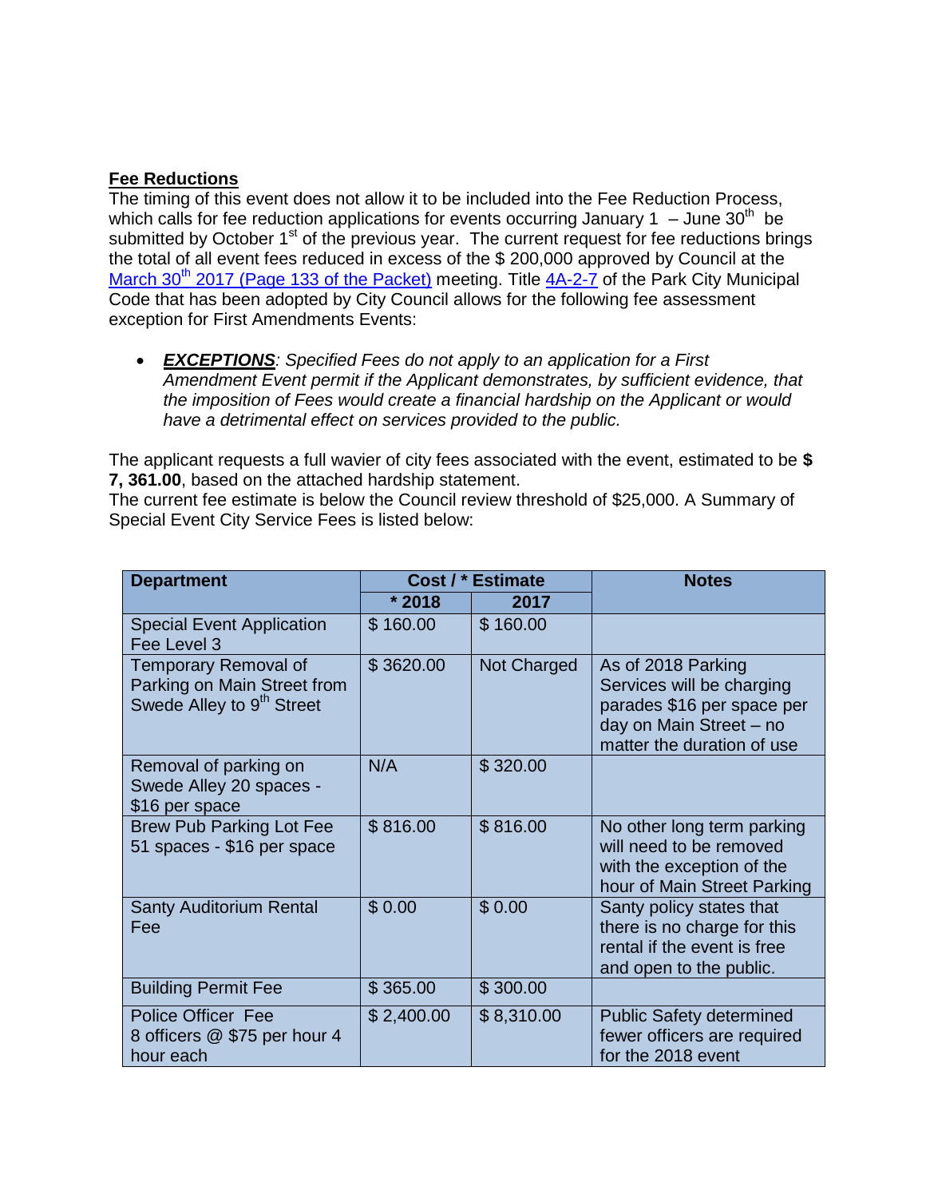**Fee Reductions**

The timing of this event does not allow it to be included into the Fee Reduction Process, which calls for fee reduction applications for events occurring January 1 – June 30th be submitted by October 1st of the previous year. The current request for fee reductions brings the total of all event fees reduced in excess of the $ 200,000 approved by Council at the [March 30th 2017 (Page 133 of the Packet)] meeting. Title [4A-2-7] of the Park City Municipal Code that has been adopted by City Council allows for the following fee assessment exception for First Amendments Events:

- ***EXCEPTIONS***: *Specified Fees do not apply to an application for a First Amendment Event permit if the Applicant demonstrates, by sufficient evidence, that the imposition of Fees would create a financial hardship on the Applicant or would have a detrimental effect on services provided to the public.*

The applicant requests a full wavier of city fees associated with the event, estimated to be **$ 7, 361.00**, based on the attached hardship statement.
The current fee estimate is below the Council review threshold of $25,000. A Summary of Special Event City Service Fees is listed below:

| Department | Cost / * Estimate | | Notes |
|---|---|---|---|
| | * 2018 | 2017 | |
| Special Event Application Fee Level 3 | $ 160.00 | $ 160.00 | |
| Temporary Removal of Parking on Main Street from Swede Alley to 9th Street | $ 3620.00 | Not Charged | As of 2018 Parking Services will be charging parades $16 per space per day on Main Street – no matter the duration of use |
| Removal of parking on Swede Alley 20 spaces - $16 per space | N/A | $ 320.00 | |
| Brew Pub Parking Lot Fee 51 spaces - $16 per space | $ 816.00 | $ 816.00 | No other long term parking will need to be removed with the exception of the hour of Main Street Parking |
| Santy Auditorium Rental Fee | $ 0.00 | $ 0.00 | Santy policy states that there is no charge for this rental if the event is free and open to the public. |
| Building Permit Fee | $ 365.00 | $ 300.00 | |
| Police Officer Fee 8 officers @ $75 per hour 4 hour each | $ 2,400.00 | $ 8,310.00 | Public Safety determined fewer officers are required for the 2018 event |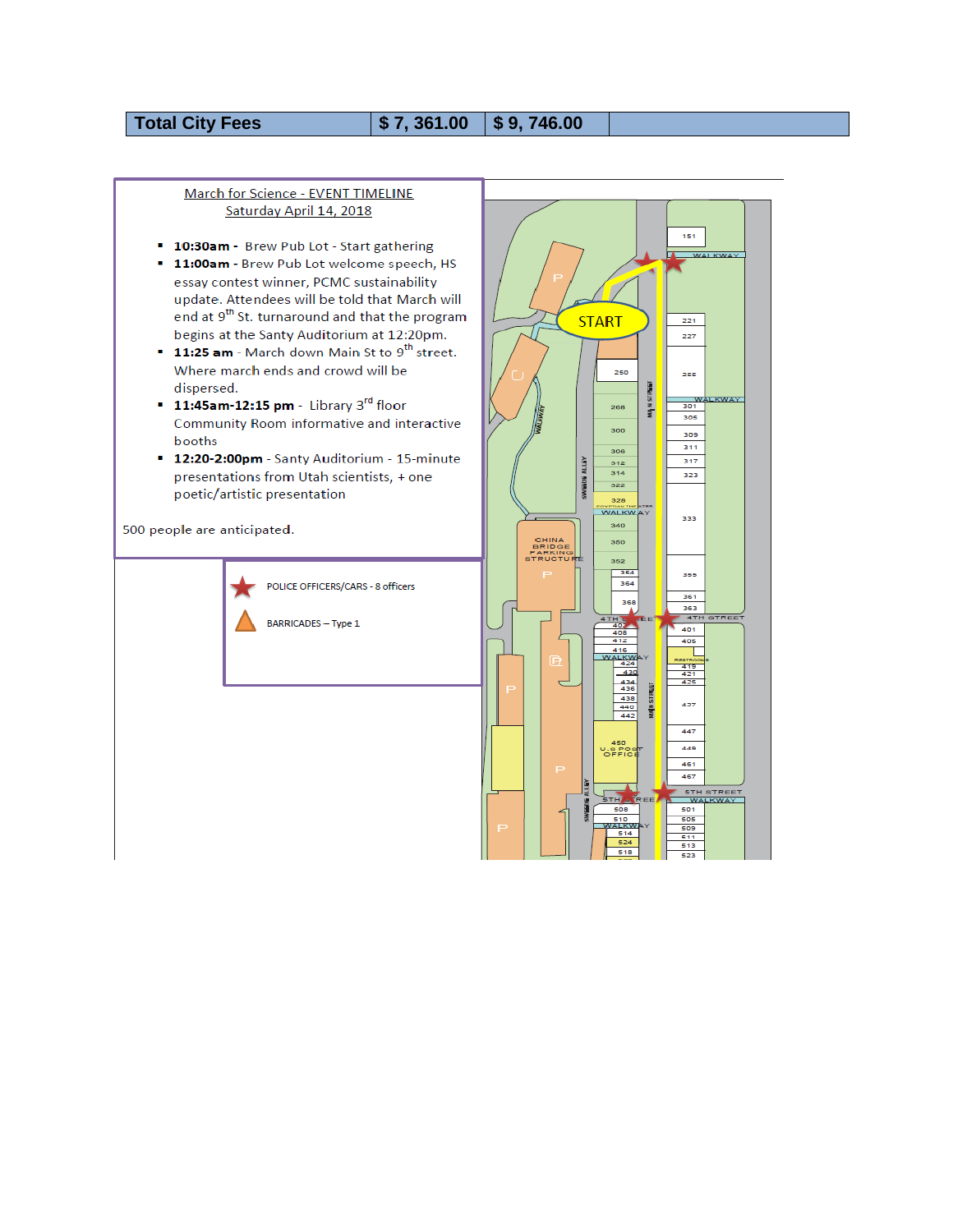| Total City Fees | $ 7, 361.00 | $ 9, 746.00 | |
|---|---|---|---|

**March for Science - EVENT TIMELINE**
**Saturday April 14, 2018**

- **10:30am -** Brew Pub Lot - Start gathering
- **11:00am -** Brew Pub Lot welcome speech, HS essay contest winner, PCMC sustainability update. Attendees will be told that March will end at 9th St. turnaround and that the program begins at the Santy Auditorium at 12:20pm.
- **11:25 am** - March down Main St to 9th street. Where march ends and crowd will be dispersed.
- **11:45am-12:15 pm** - Library 3rd floor Community Room informative and interactive booths
- **12:20-2:00pm** - Santy Auditorium - 15-minute presentations from Utah scientists, + one poetic/artistic presentation

500 people are anticipated.

★ POLICE OFFICERS/CARS - 8 officers

▲ BARRICADES – Type 1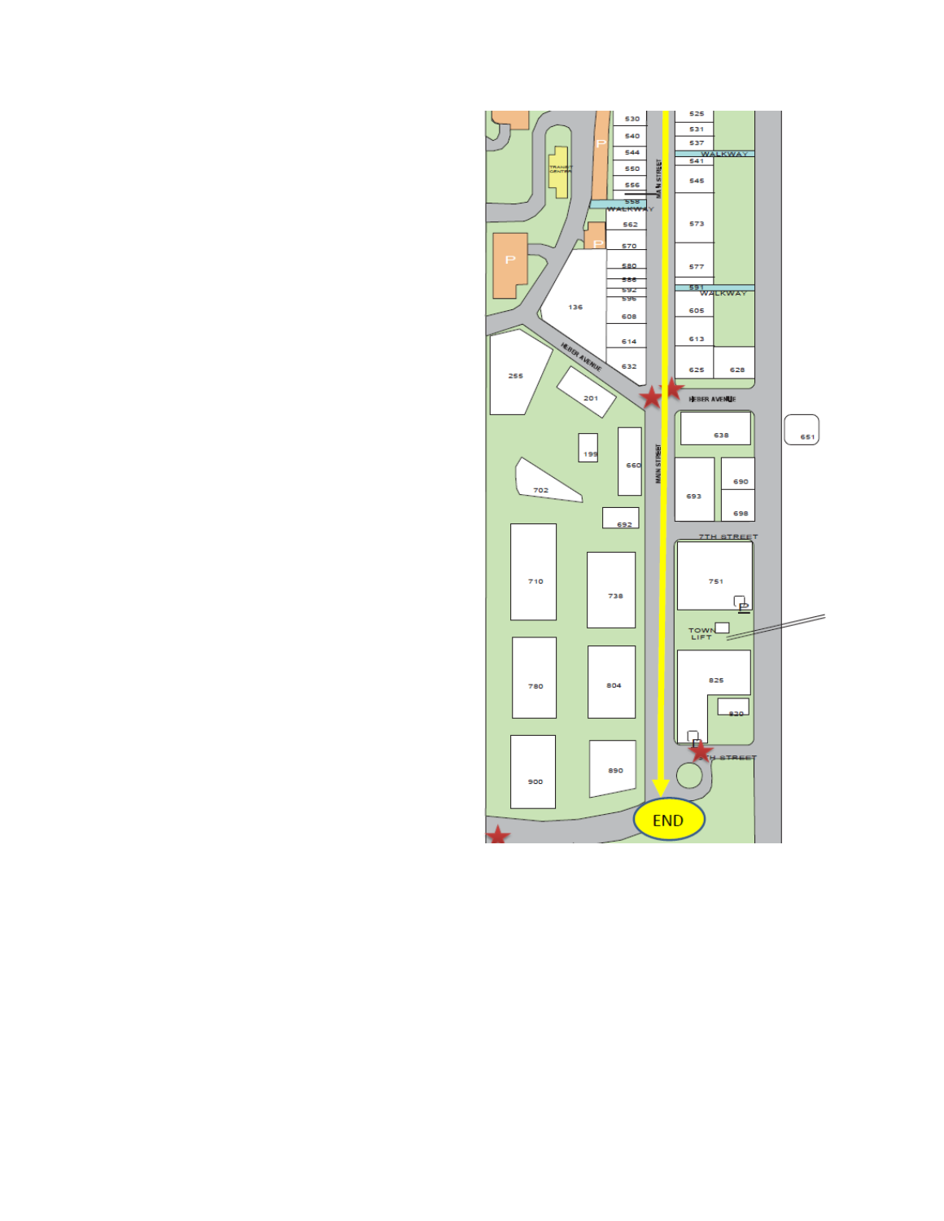MAIN STREET

HEBER AVENUE

7TH STREET

TOWN LIFT

WALKWAY

TRANSIT CENTER

END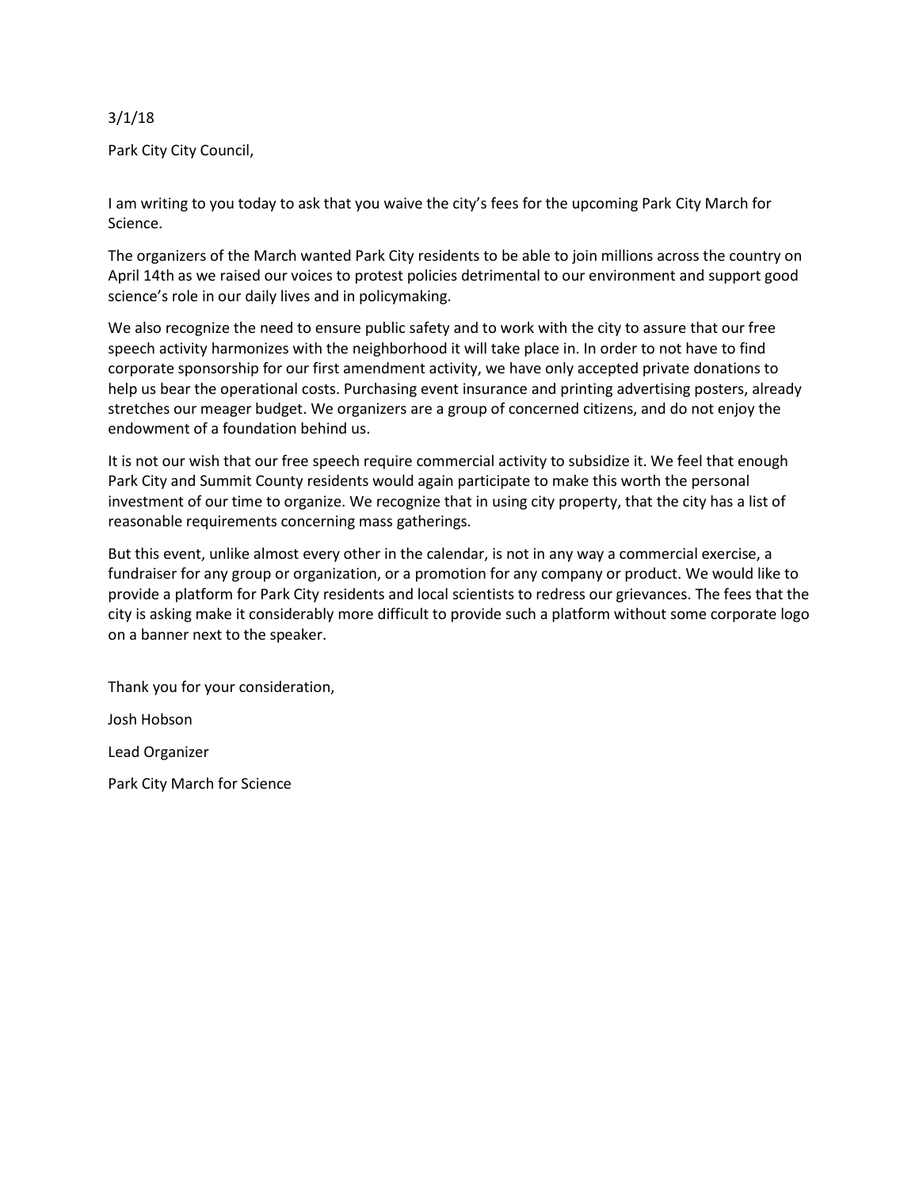3/1/18

Park City City Council,

I am writing to you today to ask that you waive the city's fees for the upcoming Park City March for Science.

The organizers of the March wanted Park City residents to be able to join millions across the country on April 14th as we raised our voices to protest policies detrimental to our environment and support good science's role in our daily lives and in policymaking.

We also recognize the need to ensure public safety and to work with the city to assure that our free speech activity harmonizes with the neighborhood it will take place in. In order to not have to find corporate sponsorship for our first amendment activity, we have only accepted private donations to help us bear the operational costs. Purchasing event insurance and printing advertising posters, already stretches our meager budget. We organizers are a group of concerned citizens, and do not enjoy the endowment of a foundation behind us.

It is not our wish that our free speech require commercial activity to subsidize it. We feel that enough Park City and Summit County residents would again participate to make this worth the personal investment of our time to organize. We recognize that in using city property, that the city has a list of reasonable requirements concerning mass gatherings.

But this event, unlike almost every other in the calendar, is not in any way a commercial exercise, a fundraiser for any group or organization, or a promotion for any company or product. We would like to provide a platform for Park City residents and local scientists to redress our grievances. The fees that the city is asking make it considerably more difficult to provide such a platform without some corporate logo on a banner next to the speaker.

Thank you for your consideration,

Josh Hobson

Lead Organizer

Park City March for Science